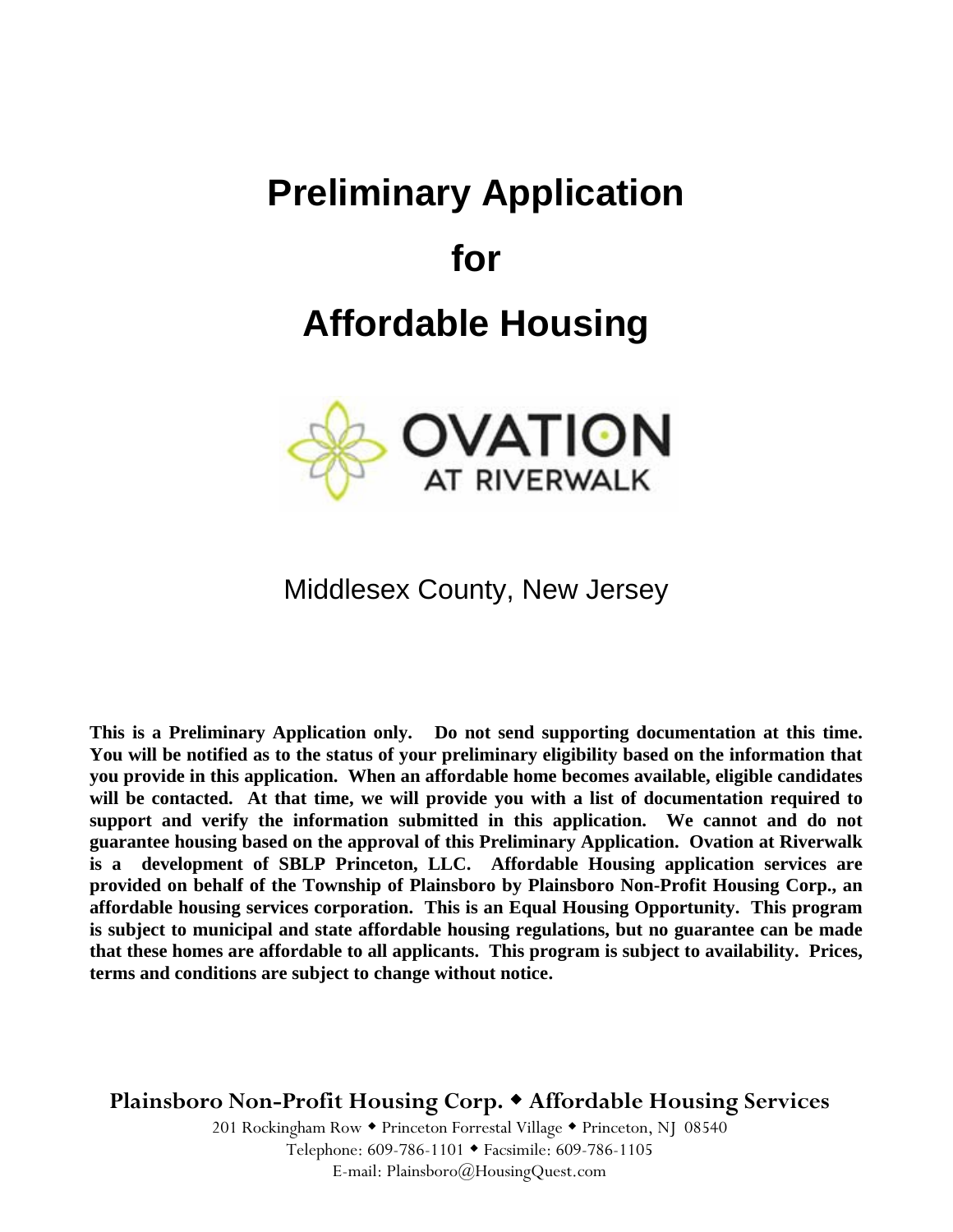# Preliminary Application

# for

# Affordable Housing

OVATION AT RIVERWALK

Middlesex County, New Jersey

**This is a Preliminary Application only. Do not send supporting documentation at this time. You will be notified as to the status of your preliminary eligibility based on the information that you provide in this application. When an affordable home becomes available, eligible candidates will be contacted. At that time, we will provide you with a list of documentation required to support and verify the information submitted in this application. We cannot and do not guarantee housing based on the approval of this Preliminary Application. Ovation at Riverwalk is a development of SBLP Princeton, LLC. Affordable Housing application services are provided on behalf of the Township of Plainsboro by Plainsboro Non-Profit Housing Corp., an affordable housing services corporation. This is an Equal Housing Opportunity. This program is subject to municipal and state affordable housing regulations, but no guarantee can be made that these homes are affordable to all applicants. This program is subject to availability. Prices, terms and conditions are subject to change without notice.**

**Plainsboro Non-Profit Housing Corp. ◆ Affordable Housing Services**

201 Rockingham Row ◆ Princeton Forrestal Village ◆ Princeton, NJ 08540
Telephone: 609-786-1101 ◆ Facsimile: 609-786-1105
E-mail: Plainsboro@HousingQuest.com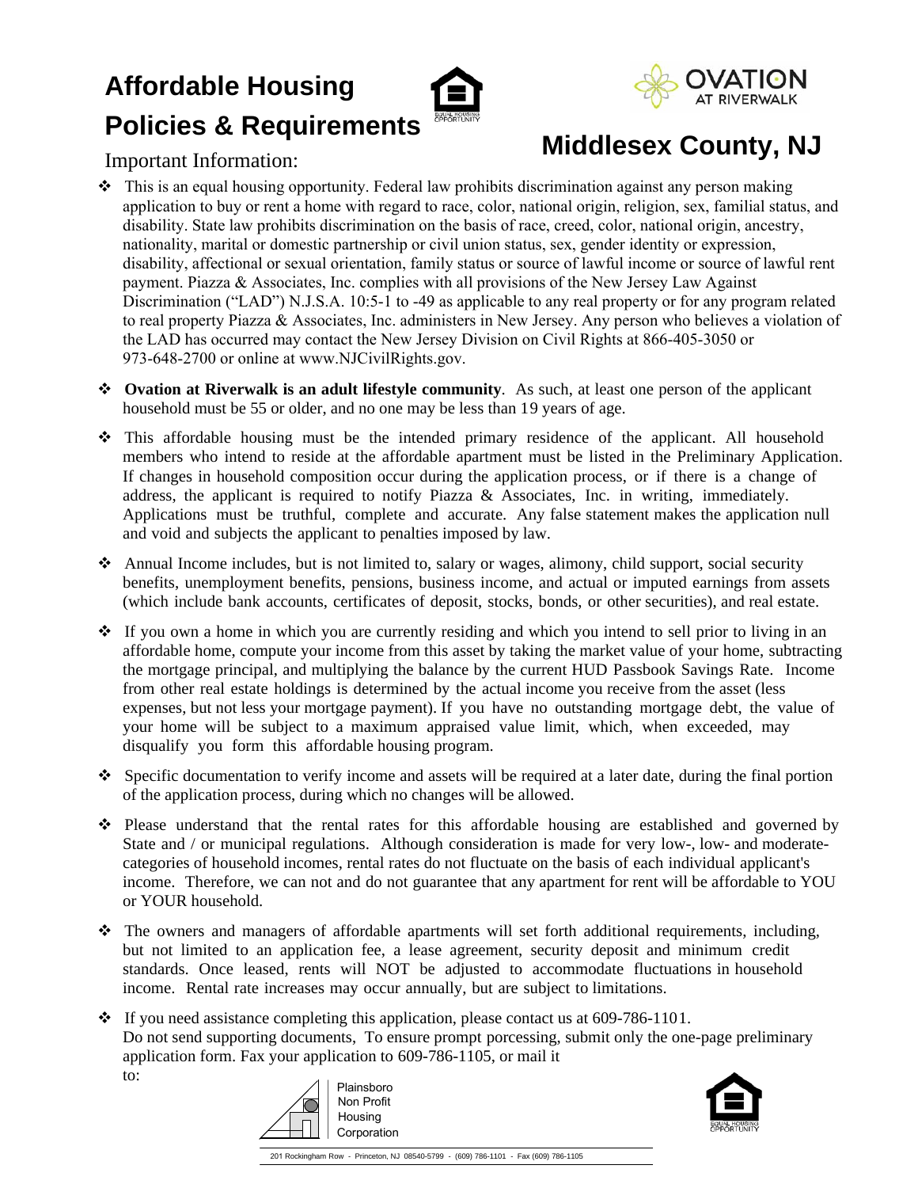# Affordable Housing Policies & Requirements

## Middlesex County, NJ

Important Information:

- This is an equal housing opportunity. Federal law prohibits discrimination against any person making application to buy or rent a home with regard to race, color, national origin, religion, sex, familial status, and disability. State law prohibits discrimination on the basis of race, creed, color, national origin, ancestry, nationality, marital or domestic partnership or civil union status, sex, gender identity or expression, disability, affectional or sexual orientation, family status or source of lawful income or source of lawful rent payment. Piazza & Associates, Inc. complies with all provisions of the New Jersey Law Against Discrimination ("LAD") N.J.S.A. 10:5-1 to -49 as applicable to any real property or for any program related to real property Piazza & Associates, Inc. administers in New Jersey. Any person who believes a violation of the LAD has occurred may contact the New Jersey Division on Civil Rights at 866-405-3050 or 973-648-2700 or online at www.NJCivilRights.gov.
- **Ovation at Riverwalk is an adult lifestyle community**. As such, at least one person of the applicant household must be 55 or older, and no one may be less than 19 years of age.
- This affordable housing must be the intended primary residence of the applicant. All household members who intend to reside at the affordable apartment must be listed in the Preliminary Application. If changes in household composition occur during the application process, or if there is a change of address, the applicant is required to notify Piazza & Associates, Inc. in writing, immediately. Applications must be truthful, complete and accurate. Any false statement makes the application null and void and subjects the applicant to penalties imposed by law.
- Annual Income includes, but is not limited to, salary or wages, alimony, child support, social security benefits, unemployment benefits, pensions, business income, and actual or imputed earnings from assets (which include bank accounts, certificates of deposit, stocks, bonds, or other securities), and real estate.
- If you own a home in which you are currently residing and which you intend to sell prior to living in an affordable home, compute your income from this asset by taking the market value of your home, subtracting the mortgage principal, and multiplying the balance by the current HUD Passbook Savings Rate. Income from other real estate holdings is determined by the actual income you receive from the asset (less expenses, but not less your mortgage payment). If you have no outstanding mortgage debt, the value of your home will be subject to a maximum appraised value limit, which, when exceeded, may disqualify you form this affordable housing program.
- Specific documentation to verify income and assets will be required at a later date, during the final portion of the application process, during which no changes will be allowed.
- Please understand that the rental rates for this affordable housing are established and governed by State and / or municipal regulations. Although consideration is made for very low-, low- and moderate- categories of household incomes, rental rates do not fluctuate on the basis of each individual applicant's income. Therefore, we can not and do not guarantee that any apartment for rent will be affordable to YOU or YOUR household.
- The owners and managers of affordable apartments will set forth additional requirements, including, but not limited to an application fee, a lease agreement, security deposit and minimum credit standards. Once leased, rents will NOT be adjusted to accommodate fluctuations in household income. Rental rate increases may occur annually, but are subject to limitations.
- If you need assistance completing this application, please contact us at 609-786-1101. Do not send supporting documents, To ensure prompt porcessing, submit only the one-page preliminary application form. Fax your application to 609-786-1105, or mail it to:

Plainsboro Non Profit Housing Corporation

201 Rockingham Row - Princeton, NJ 08540-5799 - (609) 786-1101 - Fax (609) 786-1105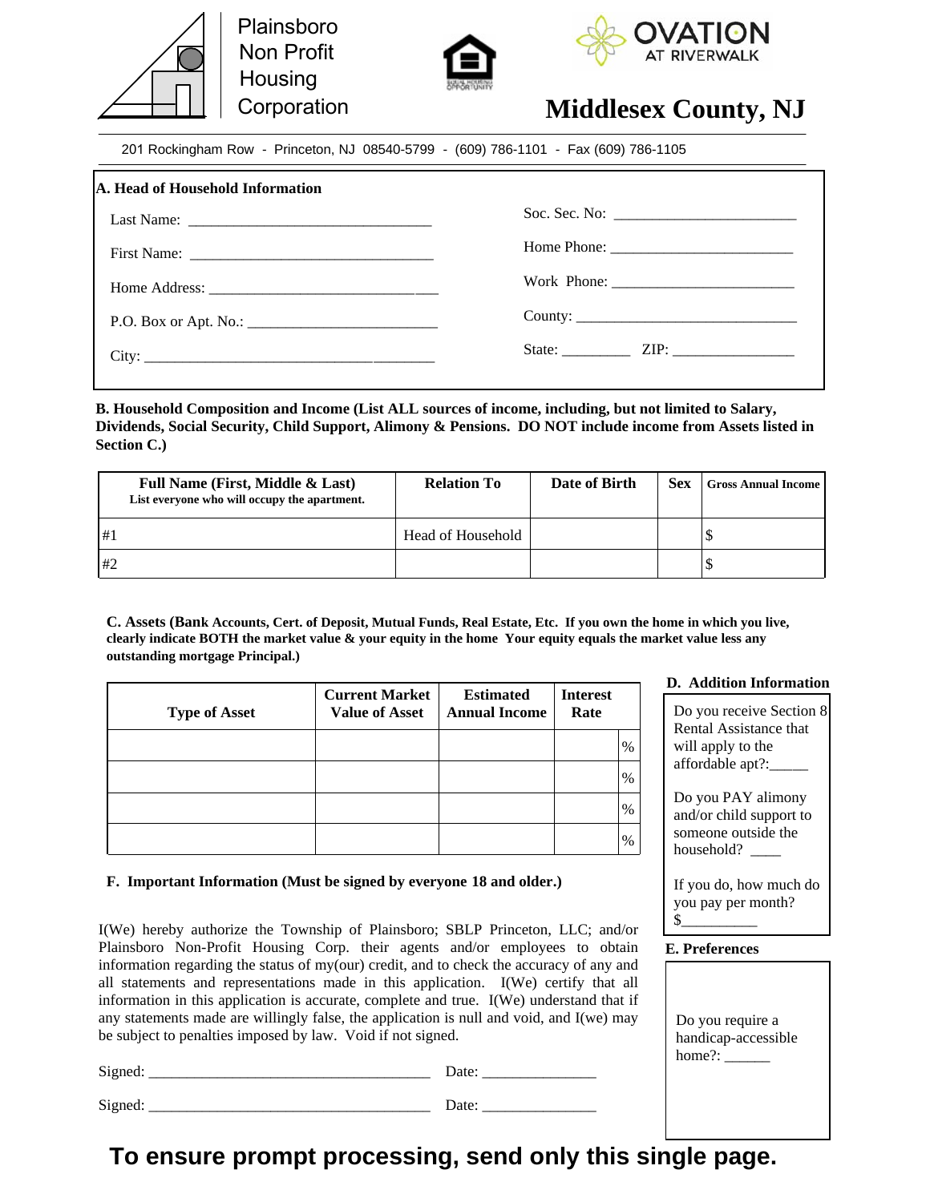Plainsboro Non Profit Housing Corporation

OVATION AT RIVERWALK

# Middlesex County, NJ

201 Rockingham Row - Princeton, NJ 08540-5799 - (609) 786-1101 - Fax (609) 786-1105

**A. Head of Household Information**

Last Name: ________________________________

First Name: ________________________________

Home Address: ________________________________

P.O. Box or Apt. No.: _________________________

City: ________________________________________

Soc. Sec. No: _______________________

Home Phone: _______________________

Work Phone: _______________________

County: ____________________________

State: ________ ZIP: _______________

**B. Household Composition and Income (List ALL sources of income, including, but not limited to Salary, Dividends, Social Security, Child Support, Alimony & Pensions. DO NOT include income from Assets listed in Section C.)**

| Full Name (First, Middle & Last) List everyone who will occupy the apartment. | Relation To | Date of Birth | Sex | Gross Annual Income |
|---|---|---|---|---|
| #1 | Head of Household | | | $ |
| #2 | | | | $ |

**C. Assets (Bank Accounts, Cert. of Deposit, Mutual Funds, Real Estate, Etc. If you own the home in which you live, clearly indicate BOTH the market value & your equity in the home Your equity equals the market value less any outstanding mortgage Principal.)**

| Type of Asset | Current Market Value of Asset | Estimated Annual Income | Interest Rate | |
|---|---|---|---|---|
| | | | | % |
| | | | | % |
| | | | | % |
| | | | | % |

**D. Addition Information**

Do you receive Section 8 Rental Assistance that will apply to the affordable apt?:_____

Do you PAY alimony and/or child support to someone outside the household? ____

If you do, how much do you pay per month? $__________

**E. Preferences**

Do you require a handicap-accessible home?: ______

**F. Important Information (Must be signed by everyone 18 and older.)**

I(We) hereby authorize the Township of Plainsboro; SBLP Princeton, LLC; and/or Plainsboro Non-Profit Housing Corp. their agents and/or employees to obtain information regarding the status of my(our) credit, and to check the accuracy of any and all statements and representations made in this application. I(We) certify that all information in this application is accurate, complete and true. I(We) understand that if any statements made are willingly false, the application is null and void, and I(we) may be subject to penalties imposed by law. Void if not signed.

Signed: ____________________________________ Date: _______________

Signed: ____________________________________ Date: _______________

**To ensure prompt processing, send only this single page.**